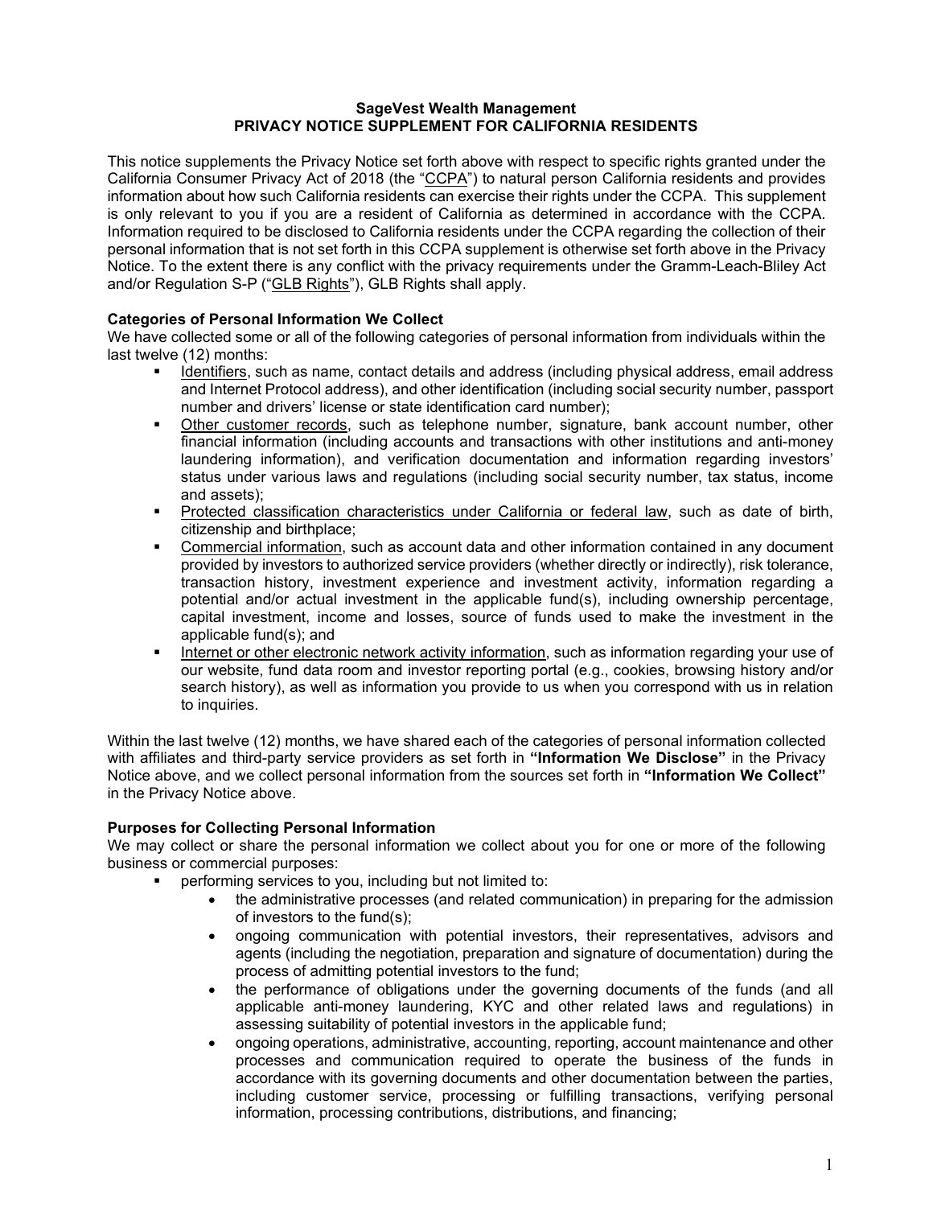**SageVest Wealth Management**
**PRIVACY NOTICE SUPPLEMENT FOR CALIFORNIA RESIDENTS**

This notice supplements the Privacy Notice set forth above with respect to specific rights granted under the California Consumer Privacy Act of 2018 (the "CCPA") to natural person California residents and provides information about how such California residents can exercise their rights under the CCPA. This supplement is only relevant to you if you are a resident of California as determined in accordance with the CCPA. Information required to be disclosed to California residents under the CCPA regarding the collection of their personal information that is not set forth in this CCPA supplement is otherwise set forth above in the Privacy Notice. To the extent there is any conflict with the privacy requirements under the Gramm-Leach-Bliley Act and/or Regulation S-P ("GLB Rights"), GLB Rights shall apply.

**Categories of Personal Information We Collect**

We have collected some or all of the following categories of personal information from individuals within the last twelve (12) months:

- Identifiers, such as name, contact details and address (including physical address, email address and Internet Protocol address), and other identification (including social security number, passport number and drivers' license or state identification card number);
- Other customer records, such as telephone number, signature, bank account number, other financial information (including accounts and transactions with other institutions and anti-money laundering information), and verification documentation and information regarding investors' status under various laws and regulations (including social security number, tax status, income and assets);
- Protected classification characteristics under California or federal law, such as date of birth, citizenship and birthplace;
- Commercial information, such as account data and other information contained in any document provided by investors to authorized service providers (whether directly or indirectly), risk tolerance, transaction history, investment experience and investment activity, information regarding a potential and/or actual investment in the applicable fund(s), including ownership percentage, capital investment, income and losses, source of funds used to make the investment in the applicable fund(s); and
- Internet or other electronic network activity information, such as information regarding your use of our website, fund data room and investor reporting portal (e.g., cookies, browsing history and/or search history), as well as information you provide to us when you correspond with us in relation to inquiries.

Within the last twelve (12) months, we have shared each of the categories of personal information collected with affiliates and third-party service providers as set forth in **"Information We Disclose"** in the Privacy Notice above, and we collect personal information from the sources set forth in **"Information We Collect"** in the Privacy Notice above.

**Purposes for Collecting Personal Information**

We may collect or share the personal information we collect about you for one or more of the following business or commercial purposes:

- performing services to you, including but not limited to:
  - the administrative processes (and related communication) in preparing for the admission of investors to the fund(s);
  - ongoing communication with potential investors, their representatives, advisors and agents (including the negotiation, preparation and signature of documentation) during the process of admitting potential investors to the fund;
  - the performance of obligations under the governing documents of the funds (and all applicable anti-money laundering, KYC and other related laws and regulations) in assessing suitability of potential investors in the applicable fund;
  - ongoing operations, administrative, accounting, reporting, account maintenance and other processes and communication required to operate the business of the funds in accordance with its governing documents and other documentation between the parties, including customer service, processing or fulfilling transactions, verifying personal information, processing contributions, distributions, and financing;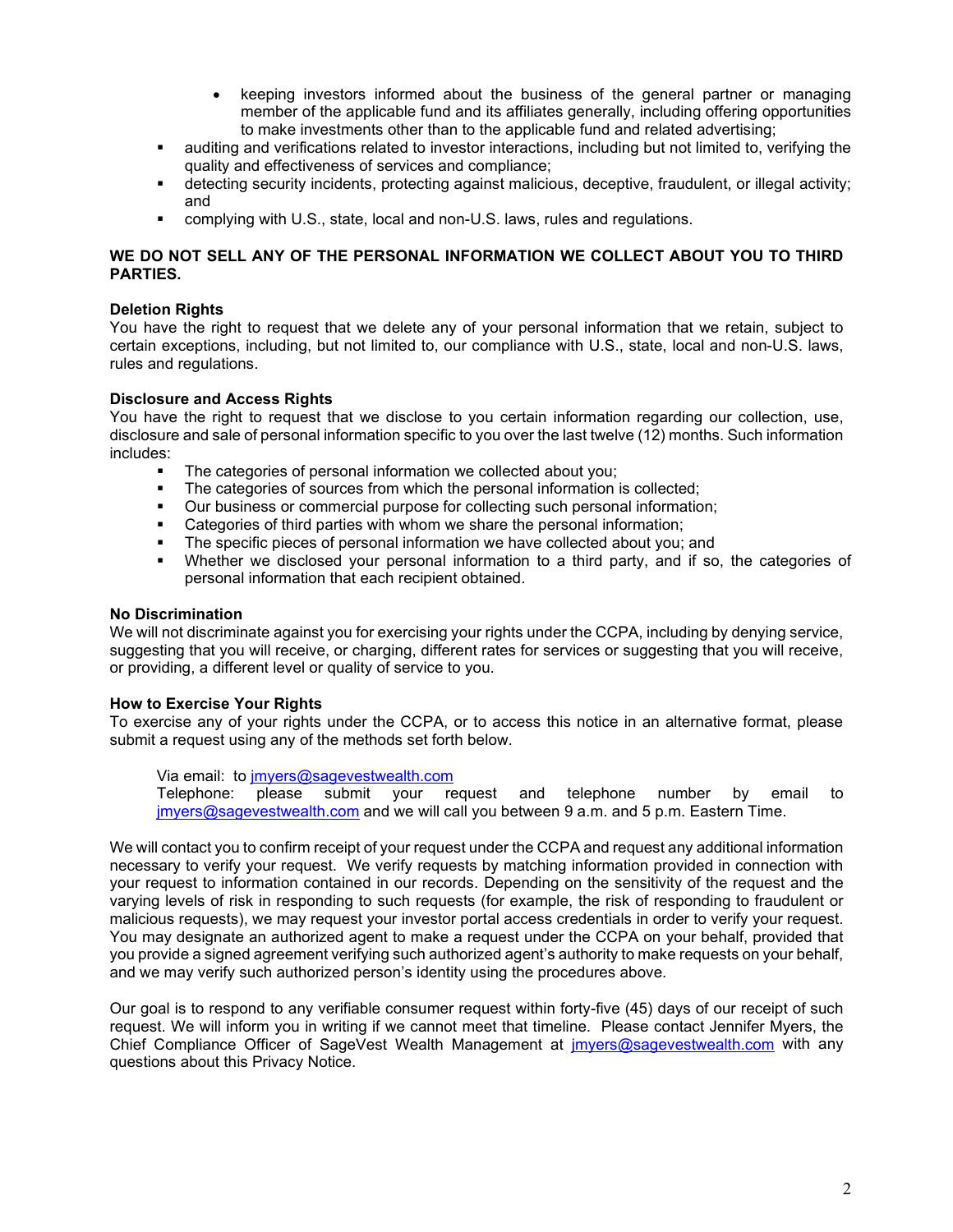- keeping investors informed about the business of the general partner or managing member of the applicable fund and its affiliates generally, including offering opportunities to make investments other than to the applicable fund and related advertising;
- auditing and verifications related to investor interactions, including but not limited to, verifying the quality and effectiveness of services and compliance;
- detecting security incidents, protecting against malicious, deceptive, fraudulent, or illegal activity; and
- complying with U.S., state, local and non-U.S. laws, rules and regulations.

**WE DO NOT SELL ANY OF THE PERSONAL INFORMATION WE COLLECT ABOUT YOU TO THIRD PARTIES.**

**Deletion Rights**
You have the right to request that we delete any of your personal information that we retain, subject to certain exceptions, including, but not limited to, our compliance with U.S., state, local and non-U.S. laws, rules and regulations.

**Disclosure and Access Rights**
You have the right to request that we disclose to you certain information regarding our collection, use, disclosure and sale of personal information specific to you over the last twelve (12) months. Such information includes:

- The categories of personal information we collected about you;
- The categories of sources from which the personal information is collected;
- Our business or commercial purpose for collecting such personal information;
- Categories of third parties with whom we share the personal information;
- The specific pieces of personal information we have collected about you; and
- Whether we disclosed your personal information to a third party, and if so, the categories of personal information that each recipient obtained.

**No Discrimination**
We will not discriminate against you for exercising your rights under the CCPA, including by denying service, suggesting that you will receive, or charging, different rates for services or suggesting that you will receive, or providing, a different level or quality of service to you.

**How to Exercise Your Rights**
To exercise any of your rights under the CCPA, or to access this notice in an alternative format, please submit a request using any of the methods set forth below.

Via email: to jmyers@sagevestwealth.com
Telephone: please submit your request and telephone number by email to jmyers@sagevestwealth.com and we will call you between 9 a.m. and 5 p.m. Eastern Time.

We will contact you to confirm receipt of your request under the CCPA and request any additional information necessary to verify your request. We verify requests by matching information provided in connection with your request to information contained in our records. Depending on the sensitivity of the request and the varying levels of risk in responding to such requests (for example, the risk of responding to fraudulent or malicious requests), we may request your investor portal access credentials in order to verify your request. You may designate an authorized agent to make a request under the CCPA on your behalf, provided that you provide a signed agreement verifying such authorized agent's authority to make requests on your behalf, and we may verify such authorized person's identity using the procedures above.

Our goal is to respond to any verifiable consumer request within forty-five (45) days of our receipt of such request. We will inform you in writing if we cannot meet that timeline. Please contact Jennifer Myers, the Chief Compliance Officer of SageVest Wealth Management at jmyers@sagevestwealth.com with any questions about this Privacy Notice.